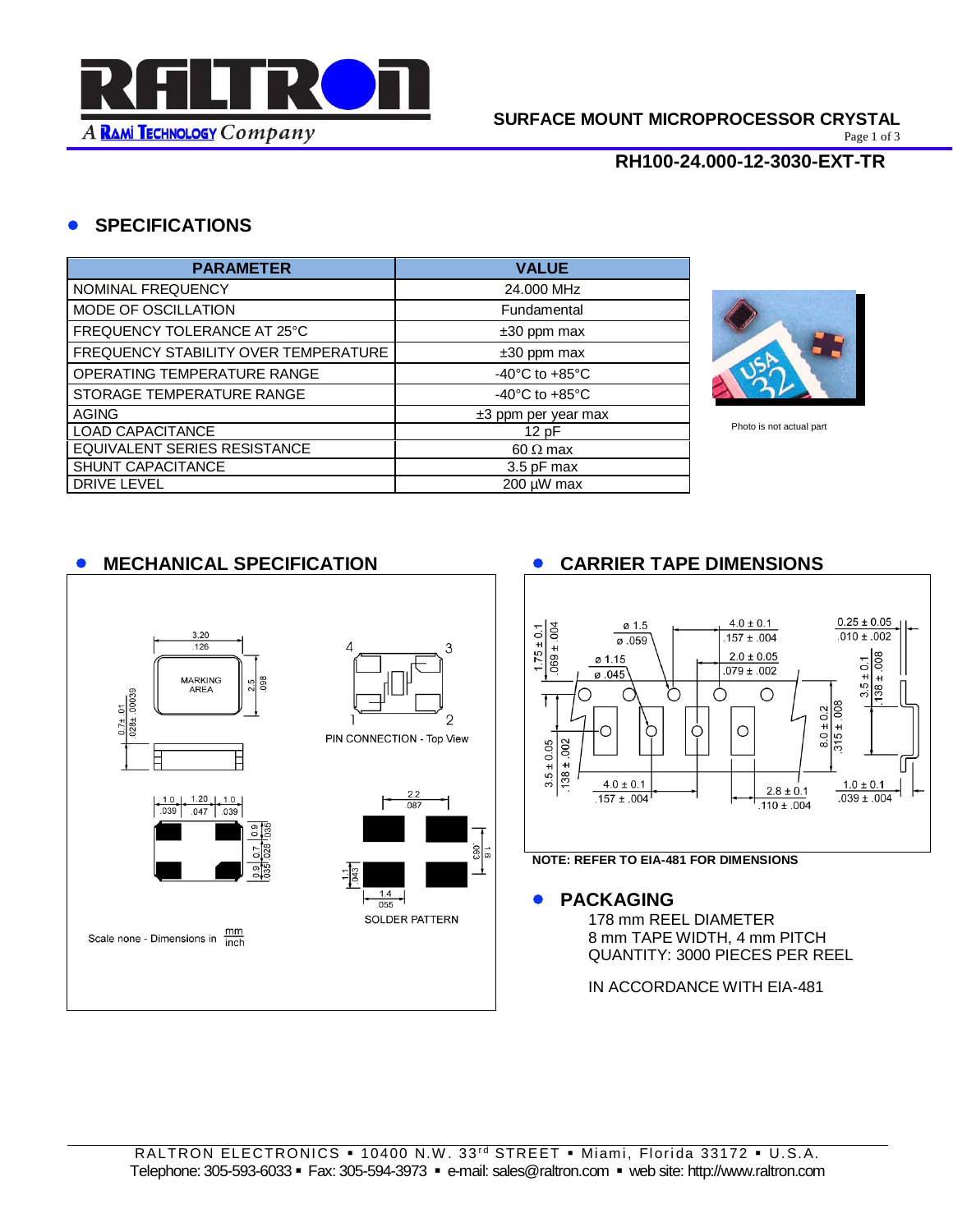SURFACE MOUNT MICROPROCESSOR CRYSTAL

**RH100-24.000-12-3030-EXT-TR**

## SPECIFICATIONS

| PARAMETER | VALUE |
|---|---|
| NOMINAL FREQUENCY | 24.000 MHz |
| MODE OF OSCILLATION | Fundamental |
| FREQUENCY TOLERANCE AT 25°C | ±30 ppm max |
| FREQUENCY STABILITY OVER TEMPERATURE | ±30 ppm max |
| OPERATING TEMPERATURE RANGE | -40°C to +85°C |
| STORAGE TEMPERATURE RANGE | -40°C to +85°C |
| AGING | ±3 ppm per year max |
| LOAD CAPACITANCE | 12 pF |
| EQUIVALENT SERIES RESISTANCE | 60 Ω max |
| SHUNT CAPACITANCE | 3.5 pF max |
| DRIVE LEVEL | 200 µW max |

Photo is not actual part

## MECHANICAL SPECIFICATION

3.20 / .126; 2.5 / .098; 0.7± .01 / .028± .00039; MARKING AREA

1.0 / .039; 1.20 / .047; 1.0 / .039; 0.9 / .035; 0.7 / .028; 0.9 / .035

PIN CONNECTION - Top View (pins 1, 2, 3, 4)

2.2 / .087; 1.6 / .063; 1.1 / .043; 1.4 / .055

SOLDER PATTERN

Scale none - Dimensions in mm/inch

## CARRIER TAPE DIMENSIONS

ø 1.5 / ø .059; ø 1.15 / ø .045; 4.0 ± 0.1 / .157 ± .004; 2.0 ± 0.05 / .079 ± .002; 0.25 ± 0.05 / .010 ± .002; 1.75 ± 0.1 / .069 ± .004; 3.5 ± 0.1 / .138 ± .008; 8.0 ± 0.2 / .315 ± .008; 3.5 ± 0.05 / .138 ± .002; 4.0 ± 0.1 / .157 ± .004; 2.8 ± 0.1 / .110 ± .004; 1.0 ± 0.1 / .039 ± .004

**NOTE: REFER TO EIA-481 FOR DIMENSIONS**

## PACKAGING

178 mm REEL DIAMETER
8 mm TAPE WIDTH, 4 mm PITCH
QUANTITY: 3000 PIECES PER REEL

IN ACCORDANCE WITH EIA-481

RALTRON ELECTRONICS ▪ 10400 N.W. 33rd STREET ▪ Miami, Florida 33172 ▪ U.S.A.
Telephone: 305-593-6033 ▪ Fax: 305-594-3973 ▪ e-mail: sales@raltron.com ▪ web site: http://www.raltron.com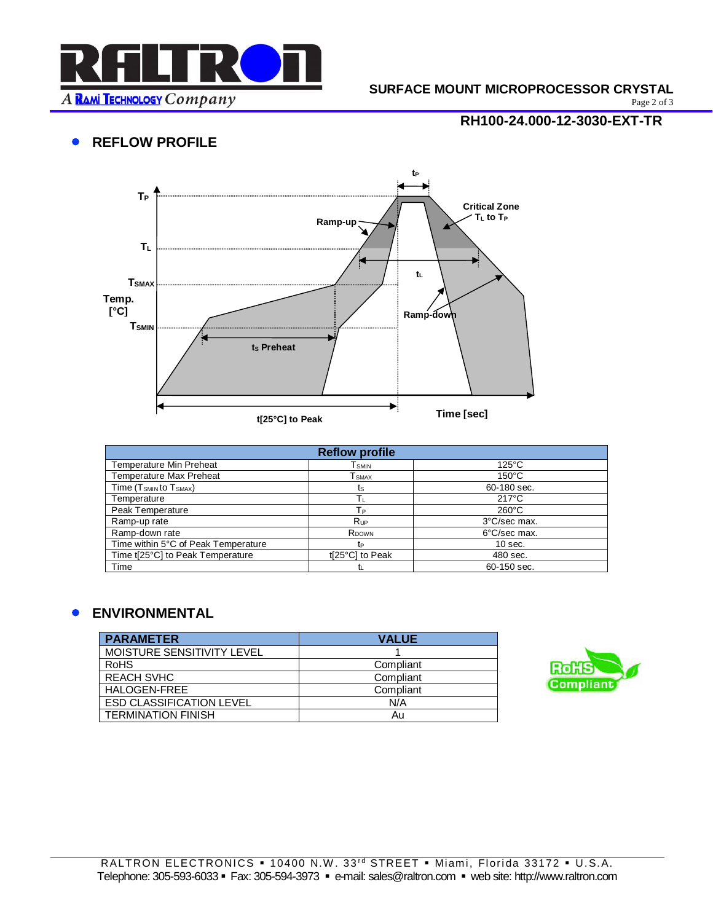## REFLOW PROFILE

| Reflow profile | | |
|---|---|---|
| Temperature Min Preheat | $T_{SMIN}$ | 125°C |
| Temperature Max Preheat | $T_{SMAX}$ | 150°C |
| Time ($T_{SMIN}$ to $T_{SMAX}$) | $t_S$ | 60-180 sec. |
| Temperature | $T_L$ | 217°C |
| Peak Temperature | $T_P$ | 260°C |
| Ramp-up rate | $R_{UP}$ | 3°C/sec max. |
| Ramp-down rate | $R_{DOWN}$ | 6°C/sec max. |
| Time within 5°C of Peak Temperature | $t_P$ | 10 sec. |
| Time t[25°C] to Peak Temperature | t[25°C] to Peak | 480 sec. |
| Time | $t_L$ | 60-150 sec. |

## ENVIRONMENTAL

| PARAMETER | VALUE |
|---|---|
| MOISTURE SENSITIVITY LEVEL | 1 |
| RoHS | Compliant |
| REACH SVHC | Compliant |
| HALOGEN-FREE | Compliant |
| ESD CLASSIFICATION LEVEL | N/A |
| TERMINATION FINISH | Au |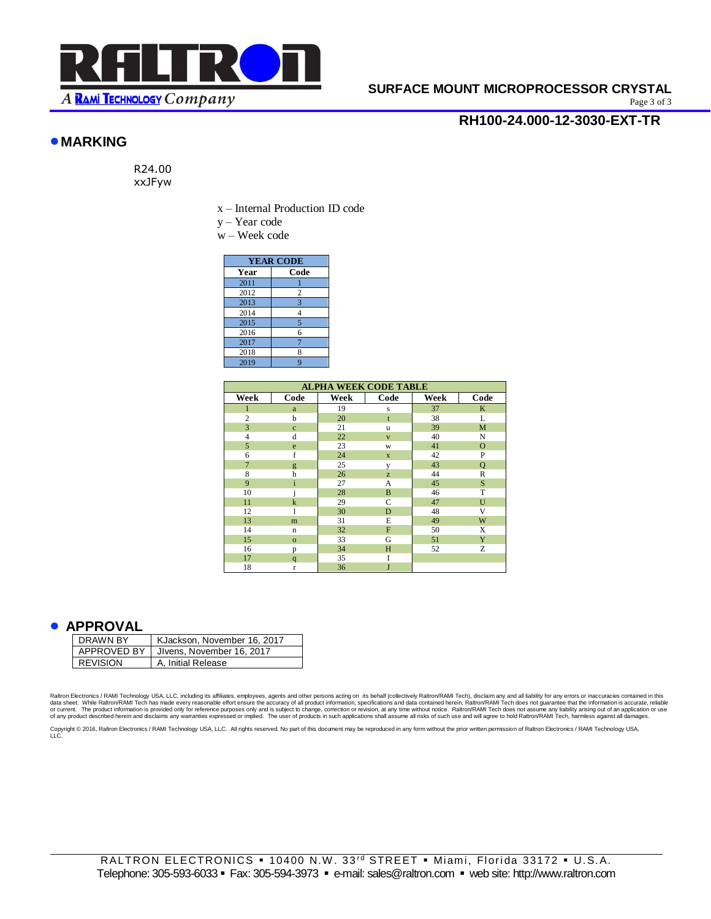SURFACE MOUNT MICROPROCESSOR CRYSTAL

## RH100-24.000-12-3030-EXT-TR

## MARKING

R24.00
xxJFyw

x – Internal Production ID code
y – Year code
w – Week code

| YEAR CODE | |
|---|---|
| Year | Code |
| 2011 | 1 |
| 2012 | 2 |
| 2013 | 3 |
| 2014 | 4 |
| 2015 | 5 |
| 2016 | 6 |
| 2017 | 7 |
| 2018 | 8 |
| 2019 | 9 |

| ALPHA WEEK CODE TABLE | | | | | |
|---|---|---|---|---|---|
| Week | Code | Week | Code | Week | Code |
| 1 | a | 19 | s | 37 | K |
| 2 | b | 20 | t | 38 | L |
| 3 | c | 21 | u | 39 | M |
| 4 | d | 22 | v | 40 | N |
| 5 | e | 23 | w | 41 | O |
| 6 | f | 24 | x | 42 | P |
| 7 | g | 25 | y | 43 | Q |
| 8 | h | 26 | z | 44 | R |
| 9 | i | 27 | A | 45 | S |
| 10 | j | 28 | B | 46 | T |
| 11 | k | 29 | C | 47 | U |
| 12 | l | 30 | D | 48 | V |
| 13 | m | 31 | E | 49 | W |
| 14 | n | 32 | F | 50 | X |
| 15 | o | 33 | G | 51 | Y |
| 16 | p | 34 | H | 52 | Z |
| 17 | q | 35 | I | | |
| 18 | r | 36 | J | | |

## APPROVAL

| | |
|---|---|
| DRAWN BY | KJackson, November 16, 2017 |
| APPROVED BY | JIvens, November 16, 2017 |
| REVISION | A, Initial Release |

Raltron Electronics / RAMI Technology USA, LLC, including its affiliates, employees, agents and other persons acting on its behalf (collectively Raltron/RAMI Tech), disclaim any and all liability for any errors or inaccuracies contained in this data sheet. While Raltron/RAMI Tech has made every reasonable effort ensure the accuracy of all product information, specifications and data contained herein, Raltron/RAMI Tech does not guarantee that the information is accurate, reliable or current. The product information is provided only for reference purposes only and is subject to change, correction or revision, at any time without notice. Raltron/RAMI Tech does not assume any liability arising out of an application or use of any product described herein and disclaims any warranties expressed or implied. The user of products in such applications shall assume all risks of such use and will agree to hold Raltron/RAMI Tech, harmless against all damages.

Copyright © 2016, Raltron Electronics / RAMI Technology USA, LLC. All rights reserved. No part of this document may be reproduced in any form without the prior written permission of Raltron Electronics / RAMI Technology USA, LLC.

RALTRON ELECTRONICS ▪ 10400 N.W. 33rd STREET ▪ Miami, Florida 33172 ▪ U.S.A.
Telephone: 305-593-6033 ▪ Fax: 305-594-3973 ▪ e-mail: sales@raltron.com ▪ web site: http://www.raltron.com